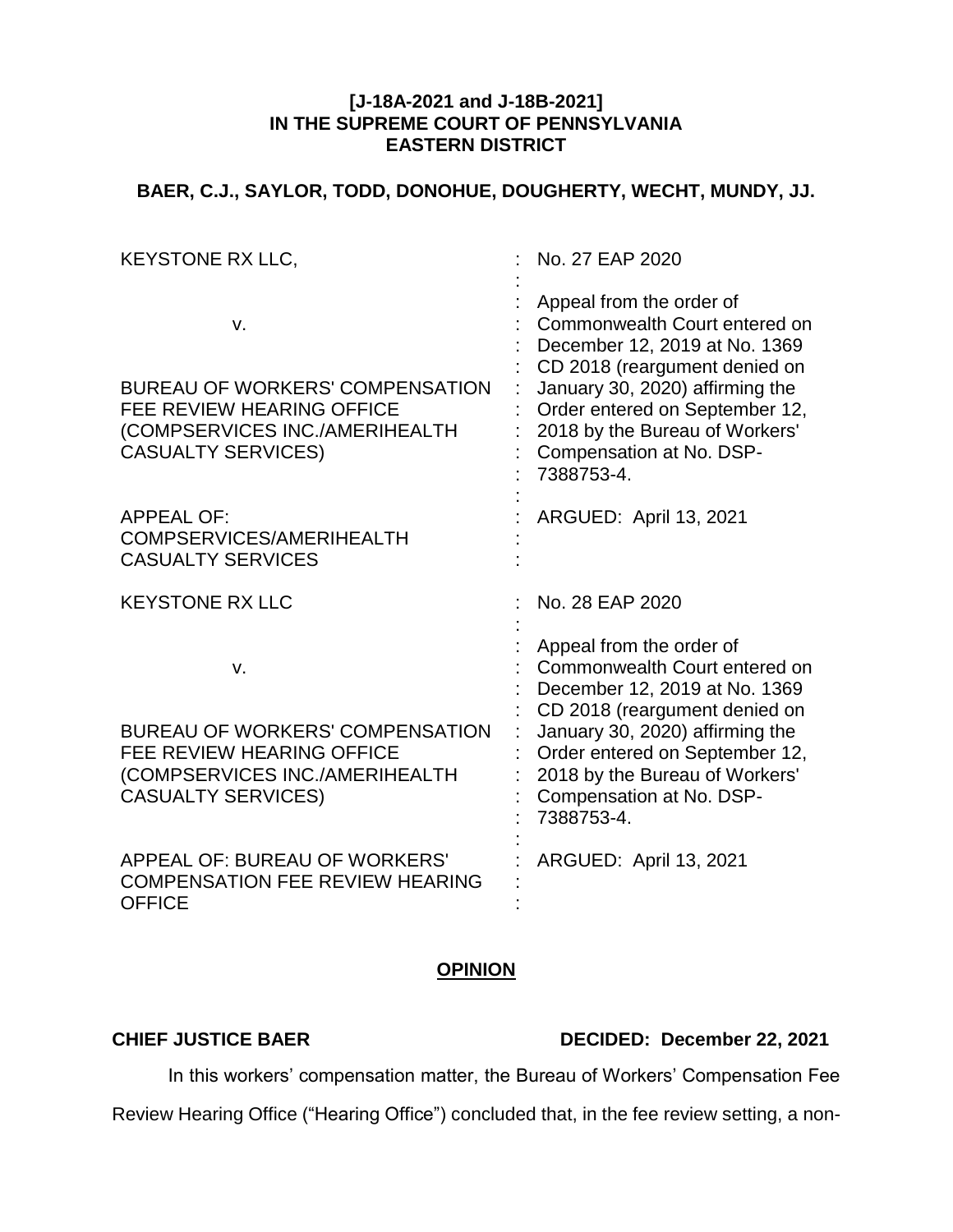**[J-18A-2021 and J-18B-2021]**
**IN THE SUPREME COURT OF PENNSYLVANIA**
**EASTERN DISTRICT**

**BAER, C.J., SAYLOR, TODD, DONOHUE, DOUGHERTY, WECHT, MUNDY, JJ.**

| | |
|---|---|
| KEYSTONE RX LLC,<br><br>v.<br><br>BUREAU OF WORKERS' COMPENSATION FEE REVIEW HEARING OFFICE (COMPSERVICES INC./AMERIHEALTH CASUALTY SERVICES)<br><br>APPEAL OF: COMPSERVICES/AMERIHEALTH CASUALTY SERVICES | No. 27 EAP 2020<br><br>Appeal from the order of Commonwealth Court entered on December 12, 2019 at No. 1369 CD 2018 (reargument denied on January 30, 2020) affirming the Order entered on September 12, 2018 by the Bureau of Workers' Compensation at No. DSP-7388753-4.<br><br>ARGUED: April 13, 2021 |
| KEYSTONE RX LLC<br><br>v.<br><br>BUREAU OF WORKERS' COMPENSATION FEE REVIEW HEARING OFFICE (COMPSERVICES INC./AMERIHEALTH CASUALTY SERVICES)<br><br>APPEAL OF: BUREAU OF WORKERS' COMPENSATION FEE REVIEW HEARING OFFICE | No. 28 EAP 2020<br><br>Appeal from the order of Commonwealth Court entered on December 12, 2019 at No. 1369 CD 2018 (reargument denied on January 30, 2020) affirming the Order entered on September 12, 2018 by the Bureau of Workers' Compensation at No. DSP-7388753-4.<br><br>ARGUED: April 13, 2021 |

## OPINION

**CHIEF JUSTICE BAER** **DECIDED: December 22, 2021**

In this workers' compensation matter, the Bureau of Workers' Compensation Fee Review Hearing Office ("Hearing Office") concluded that, in the fee review setting, a non-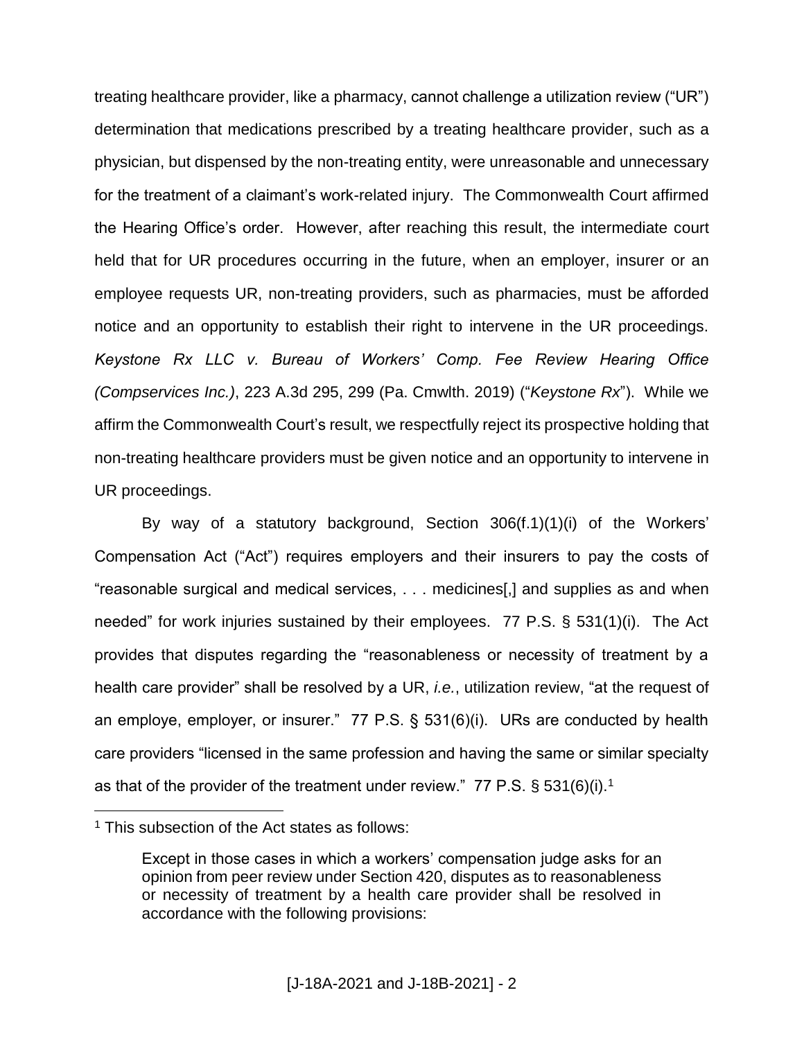treating healthcare provider, like a pharmacy, cannot challenge a utilization review ("UR") determination that medications prescribed by a treating healthcare provider, such as a physician, but dispensed by the non-treating entity, were unreasonable and unnecessary for the treatment of a claimant's work-related injury. The Commonwealth Court affirmed the Hearing Office's order. However, after reaching this result, the intermediate court held that for UR procedures occurring in the future, when an employer, insurer or an employee requests UR, non-treating providers, such as pharmacies, must be afforded notice and an opportunity to establish their right to intervene in the UR proceedings. *Keystone Rx LLC v. Bureau of Workers' Comp. Fee Review Hearing Office (Compservices Inc.)*, 223 A.3d 295, 299 (Pa. Cmwlth. 2019) ("*Keystone Rx*"). While we affirm the Commonwealth Court's result, we respectfully reject its prospective holding that non-treating healthcare providers must be given notice and an opportunity to intervene in UR proceedings.

By way of a statutory background, Section 306(f.1)(1)(i) of the Workers' Compensation Act ("Act") requires employers and their insurers to pay the costs of "reasonable surgical and medical services, . . . medicines[,] and supplies as and when needed" for work injuries sustained by their employees. 77 P.S. § 531(1)(i). The Act provides that disputes regarding the "reasonableness or necessity of treatment by a health care provider" shall be resolved by a UR, *i.e.*, utilization review, "at the request of an employe, employer, or insurer." 77 P.S. § 531(6)(i). URs are conducted by health care providers "licensed in the same profession and having the same or similar specialty as that of the provider of the treatment under review." 77 P.S. § 531(6)(i).[1]

[1] This subsection of the Act states as follows:

> Except in those cases in which a workers' compensation judge asks for an opinion from peer review under Section 420, disputes as to reasonableness or necessity of treatment by a health care provider shall be resolved in accordance with the following provisions: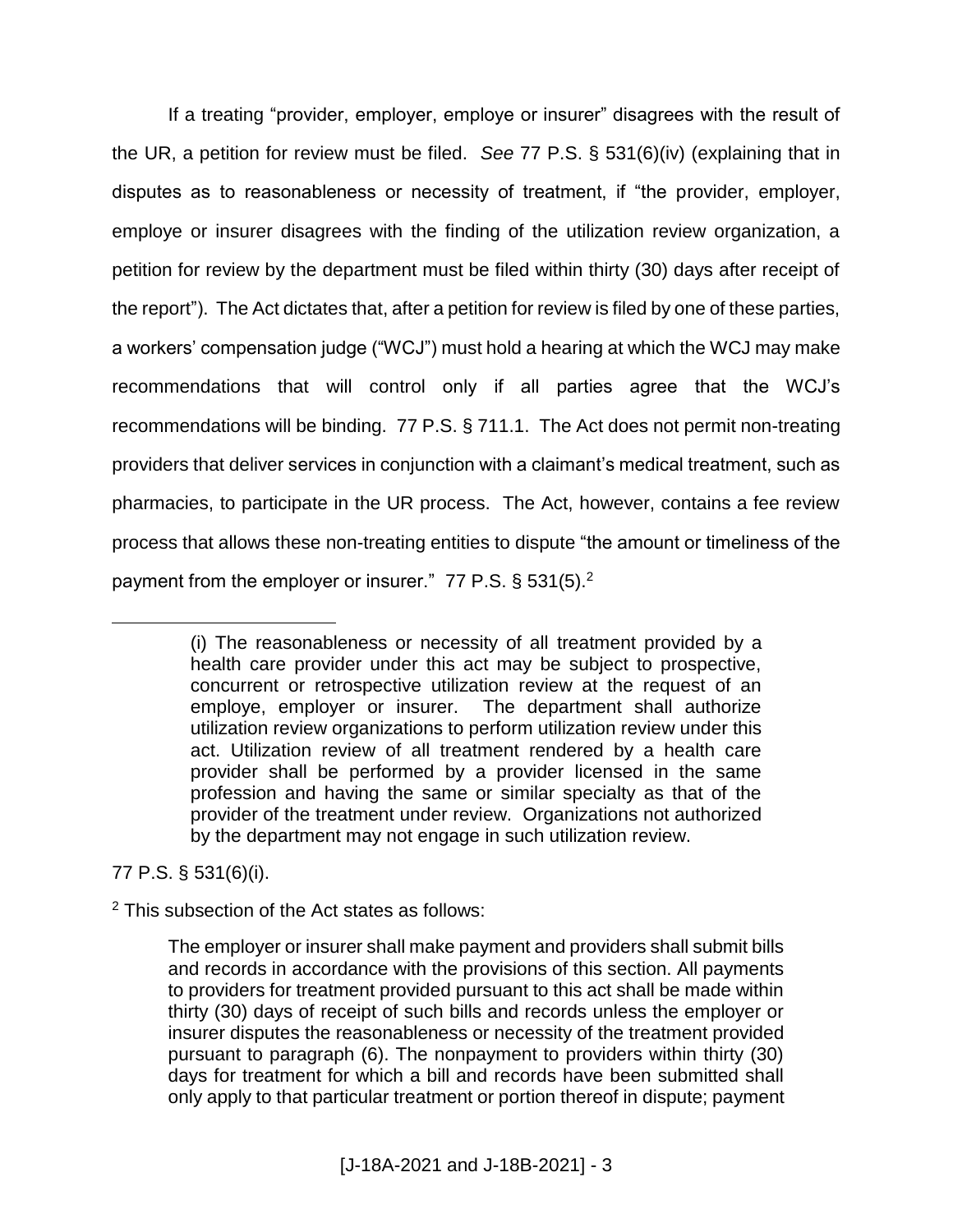If a treating "provider, employer, employe or insurer" disagrees with the result of the UR, a petition for review must be filed. *See* 77 P.S. § 531(6)(iv) (explaining that in disputes as to reasonableness or necessity of treatment, if "the provider, employer, employe or insurer disagrees with the finding of the utilization review organization, a petition for review by the department must be filed within thirty (30) days after receipt of the report"). The Act dictates that, after a petition for review is filed by one of these parties, a workers' compensation judge ("WCJ") must hold a hearing at which the WCJ may make recommendations that will control only if all parties agree that the WCJ's recommendations will be binding. 77 P.S. § 711.1. The Act does not permit non-treating providers that deliver services in conjunction with a claimant's medical treatment, such as pharmacies, to participate in the UR process. The Act, however, contains a fee review process that allows these non-treating entities to dispute "the amount or timeliness of the payment from the employer or insurer." 77 P.S. § 531(5).[2]

---

> (i) The reasonableness or necessity of all treatment provided by a health care provider under this act may be subject to prospective, concurrent or retrospective utilization review at the request of an employe, employer or insurer. The department shall authorize utilization review organizations to perform utilization review under this act. Utilization review of all treatment rendered by a health care provider shall be performed by a provider licensed in the same profession and having the same or similar specialty as that of the provider of the treatment under review. Organizations not authorized by the department may not engage in such utilization review.

77 P.S. § 531(6)(i).

[2] This subsection of the Act states as follows:

> The employer or insurer shall make payment and providers shall submit bills and records in accordance with the provisions of this section. All payments to providers for treatment provided pursuant to this act shall be made within thirty (30) days of receipt of such bills and records unless the employer or insurer disputes the reasonableness or necessity of the treatment provided pursuant to paragraph (6). The nonpayment to providers within thirty (30) days for treatment for which a bill and records have been submitted shall only apply to that particular treatment or portion thereof in dispute; payment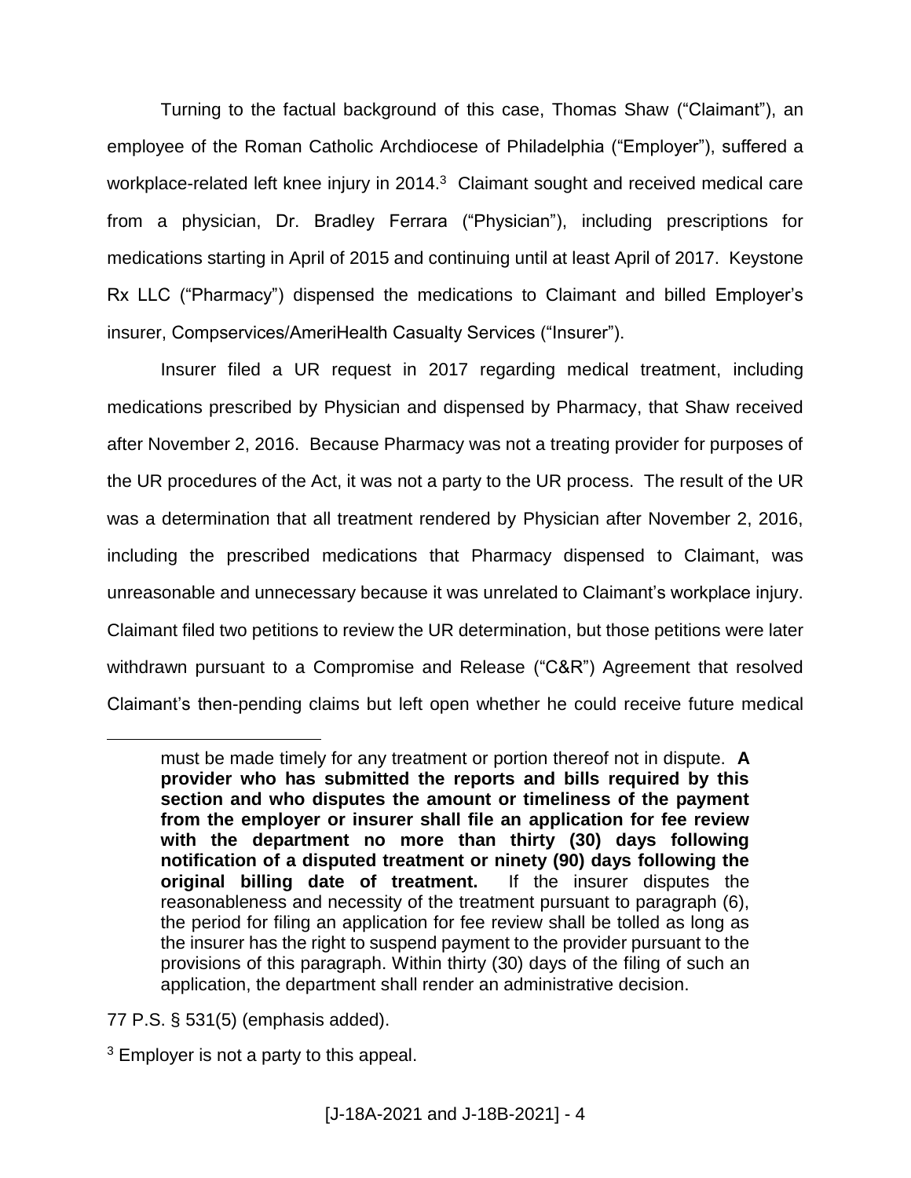Turning to the factual background of this case, Thomas Shaw ("Claimant"), an employee of the Roman Catholic Archdiocese of Philadelphia ("Employer"), suffered a workplace-related left knee injury in 2014.[3] Claimant sought and received medical care from a physician, Dr. Bradley Ferrara ("Physician"), including prescriptions for medications starting in April of 2015 and continuing until at least April of 2017. Keystone Rx LLC ("Pharmacy") dispensed the medications to Claimant and billed Employer's insurer, Compservices/AmeriHealth Casualty Services ("Insurer").

Insurer filed a UR request in 2017 regarding medical treatment, including medications prescribed by Physician and dispensed by Pharmacy, that Shaw received after November 2, 2016. Because Pharmacy was not a treating provider for purposes of the UR procedures of the Act, it was not a party to the UR process. The result of the UR was a determination that all treatment rendered by Physician after November 2, 2016, including the prescribed medications that Pharmacy dispensed to Claimant, was unreasonable and unnecessary because it was unrelated to Claimant's workplace injury. Claimant filed two petitions to review the UR determination, but those petitions were later withdrawn pursuant to a Compromise and Release ("C&R") Agreement that resolved Claimant's then-pending claims but left open whether he could receive future medical

---

> must be made timely for any treatment or portion thereof not in dispute. **A provider who has submitted the reports and bills required by this section and who disputes the amount or timeliness of the payment from the employer or insurer shall file an application for fee review with the department no more than thirty (30) days following notification of a disputed treatment or ninety (90) days following the original billing date of treatment.** If the insurer disputes the reasonableness and necessity of the treatment pursuant to paragraph (6), the period for filing an application for fee review shall be tolled as long as the insurer has the right to suspend payment to the provider pursuant to the provisions of this paragraph. Within thirty (30) days of the filing of such an application, the department shall render an administrative decision.

77 P.S. § 531(5) (emphasis added).

[3] Employer is not a party to this appeal.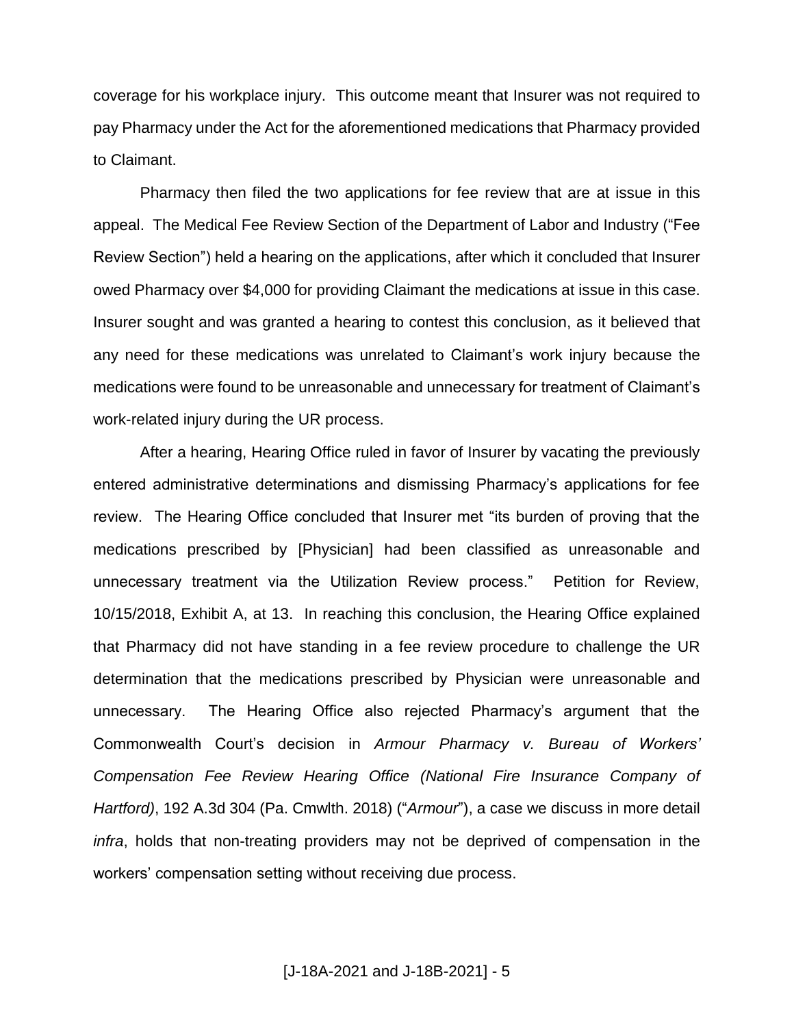coverage for his workplace injury. This outcome meant that Insurer was not required to pay Pharmacy under the Act for the aforementioned medications that Pharmacy provided to Claimant.

Pharmacy then filed the two applications for fee review that are at issue in this appeal. The Medical Fee Review Section of the Department of Labor and Industry ("Fee Review Section") held a hearing on the applications, after which it concluded that Insurer owed Pharmacy over $4,000 for providing Claimant the medications at issue in this case. Insurer sought and was granted a hearing to contest this conclusion, as it believed that any need for these medications was unrelated to Claimant's work injury because the medications were found to be unreasonable and unnecessary for treatment of Claimant's work-related injury during the UR process.

After a hearing, Hearing Office ruled in favor of Insurer by vacating the previously entered administrative determinations and dismissing Pharmacy's applications for fee review. The Hearing Office concluded that Insurer met "its burden of proving that the medications prescribed by [Physician] had been classified as unreasonable and unnecessary treatment via the Utilization Review process." Petition for Review, 10/15/2018, Exhibit A, at 13. In reaching this conclusion, the Hearing Office explained that Pharmacy did not have standing in a fee review procedure to challenge the UR determination that the medications prescribed by Physician were unreasonable and unnecessary. The Hearing Office also rejected Pharmacy's argument that the Commonwealth Court's decision in *Armour Pharmacy v. Bureau of Workers' Compensation Fee Review Hearing Office (National Fire Insurance Company of Hartford)*, 192 A.3d 304 (Pa. Cmwlth. 2018) ("*Armour*"), a case we discuss in more detail *infra*, holds that non-treating providers may not be deprived of compensation in the workers' compensation setting without receiving due process.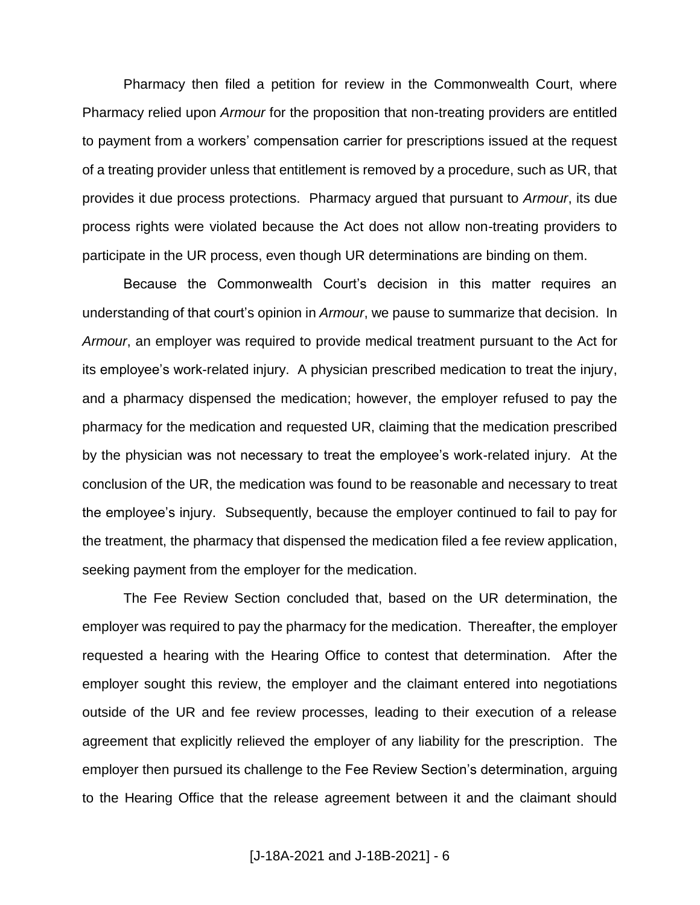Pharmacy then filed a petition for review in the Commonwealth Court, where Pharmacy relied upon *Armour* for the proposition that non-treating providers are entitled to payment from a workers' compensation carrier for prescriptions issued at the request of a treating provider unless that entitlement is removed by a procedure, such as UR, that provides it due process protections. Pharmacy argued that pursuant to *Armour*, its due process rights were violated because the Act does not allow non-treating providers to participate in the UR process, even though UR determinations are binding on them.

Because the Commonwealth Court's decision in this matter requires an understanding of that court's opinion in *Armour*, we pause to summarize that decision. In *Armour*, an employer was required to provide medical treatment pursuant to the Act for its employee's work-related injury. A physician prescribed medication to treat the injury, and a pharmacy dispensed the medication; however, the employer refused to pay the pharmacy for the medication and requested UR, claiming that the medication prescribed by the physician was not necessary to treat the employee's work-related injury. At the conclusion of the UR, the medication was found to be reasonable and necessary to treat the employee's injury. Subsequently, because the employer continued to fail to pay for the treatment, the pharmacy that dispensed the medication filed a fee review application, seeking payment from the employer for the medication.

The Fee Review Section concluded that, based on the UR determination, the employer was required to pay the pharmacy for the medication. Thereafter, the employer requested a hearing with the Hearing Office to contest that determination. After the employer sought this review, the employer and the claimant entered into negotiations outside of the UR and fee review processes, leading to their execution of a release agreement that explicitly relieved the employer of any liability for the prescription. The employer then pursued its challenge to the Fee Review Section's determination, arguing to the Hearing Office that the release agreement between it and the claimant should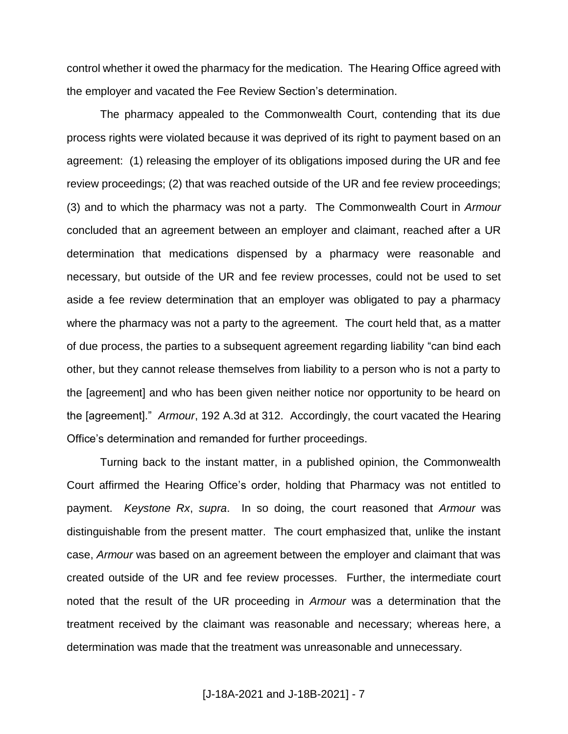control whether it owed the pharmacy for the medication. The Hearing Office agreed with the employer and vacated the Fee Review Section's determination.

The pharmacy appealed to the Commonwealth Court, contending that its due process rights were violated because it was deprived of its right to payment based on an agreement: (1) releasing the employer of its obligations imposed during the UR and fee review proceedings; (2) that was reached outside of the UR and fee review proceedings; (3) and to which the pharmacy was not a party. The Commonwealth Court in *Armour* concluded that an agreement between an employer and claimant, reached after a UR determination that medications dispensed by a pharmacy were reasonable and necessary, but outside of the UR and fee review processes, could not be used to set aside a fee review determination that an employer was obligated to pay a pharmacy where the pharmacy was not a party to the agreement. The court held that, as a matter of due process, the parties to a subsequent agreement regarding liability "can bind each other, but they cannot release themselves from liability to a person who is not a party to the [agreement] and who has been given neither notice nor opportunity to be heard on the [agreement]." *Armour*, 192 A.3d at 312. Accordingly, the court vacated the Hearing Office's determination and remanded for further proceedings.

Turning back to the instant matter, in a published opinion, the Commonwealth Court affirmed the Hearing Office's order, holding that Pharmacy was not entitled to payment. *Keystone Rx*, *supra*. In so doing, the court reasoned that *Armour* was distinguishable from the present matter. The court emphasized that, unlike the instant case, *Armour* was based on an agreement between the employer and claimant that was created outside of the UR and fee review processes. Further, the intermediate court noted that the result of the UR proceeding in *Armour* was a determination that the treatment received by the claimant was reasonable and necessary; whereas here, a determination was made that the treatment was unreasonable and unnecessary.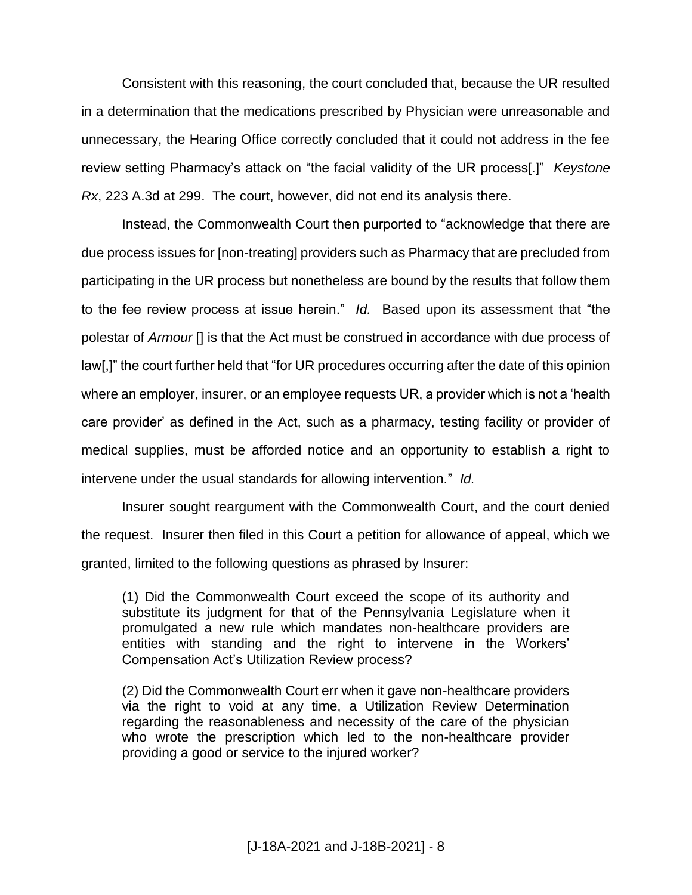Consistent with this reasoning, the court concluded that, because the UR resulted in a determination that the medications prescribed by Physician were unreasonable and unnecessary, the Hearing Office correctly concluded that it could not address in the fee review setting Pharmacy's attack on "the facial validity of the UR process[.]" *Keystone Rx*, 223 A.3d at 299. The court, however, did not end its analysis there.

Instead, the Commonwealth Court then purported to "acknowledge that there are due process issues for [non-treating] providers such as Pharmacy that are precluded from participating in the UR process but nonetheless are bound by the results that follow them to the fee review process at issue herein." *Id.* Based upon its assessment that "the polestar of *Armour* [] is that the Act must be construed in accordance with due process of law[,]" the court further held that "for UR procedures occurring after the date of this opinion where an employer, insurer, or an employee requests UR, a provider which is not a 'health care provider' as defined in the Act, such as a pharmacy, testing facility or provider of medical supplies, must be afforded notice and an opportunity to establish a right to intervene under the usual standards for allowing intervention." *Id.*

Insurer sought reargument with the Commonwealth Court, and the court denied the request. Insurer then filed in this Court a petition for allowance of appeal, which we granted, limited to the following questions as phrased by Insurer:

> (1) Did the Commonwealth Court exceed the scope of its authority and substitute its judgment for that of the Pennsylvania Legislature when it promulgated a new rule which mandates non-healthcare providers are entities with standing and the right to intervene in the Workers' Compensation Act's Utilization Review process?
>
> (2) Did the Commonwealth Court err when it gave non-healthcare providers via the right to void at any time, a Utilization Review Determination regarding the reasonableness and necessity of the care of the physician who wrote the prescription which led to the non-healthcare provider providing a good or service to the injured worker?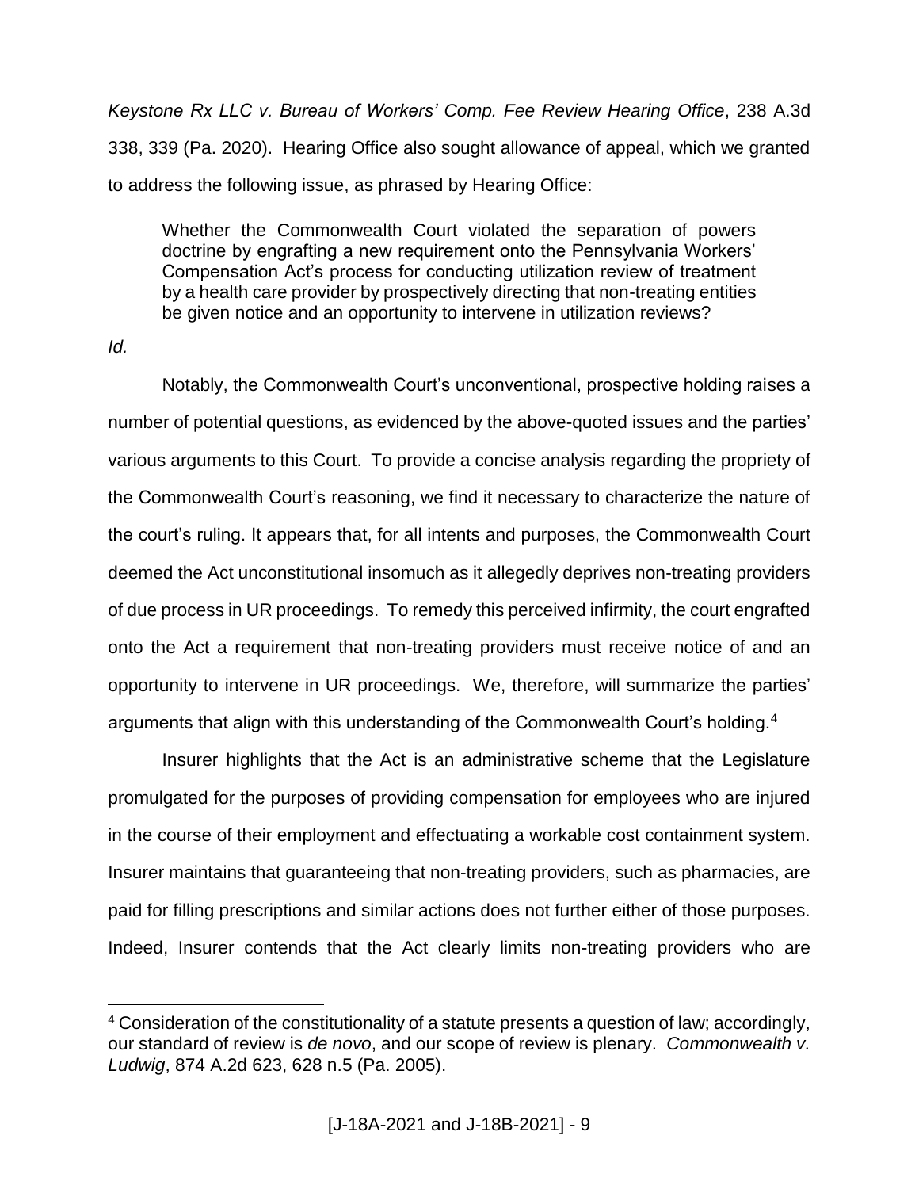*Keystone Rx LLC v. Bureau of Workers' Comp. Fee Review Hearing Office*, 238 A.3d 338, 339 (Pa. 2020). Hearing Office also sought allowance of appeal, which we granted to address the following issue, as phrased by Hearing Office:

> Whether the Commonwealth Court violated the separation of powers doctrine by engrafting a new requirement onto the Pennsylvania Workers' Compensation Act's process for conducting utilization review of treatment by a health care provider by prospectively directing that non-treating entities be given notice and an opportunity to intervene in utilization reviews?

*Id.*

Notably, the Commonwealth Court's unconventional, prospective holding raises a number of potential questions, as evidenced by the above-quoted issues and the parties' various arguments to this Court. To provide a concise analysis regarding the propriety of the Commonwealth Court's reasoning, we find it necessary to characterize the nature of the court's ruling. It appears that, for all intents and purposes, the Commonwealth Court deemed the Act unconstitutional insomuch as it allegedly deprives non-treating providers of due process in UR proceedings. To remedy this perceived infirmity, the court engrafted onto the Act a requirement that non-treating providers must receive notice of and an opportunity to intervene in UR proceedings. We, therefore, will summarize the parties' arguments that align with this understanding of the Commonwealth Court's holding.[4]

Insurer highlights that the Act is an administrative scheme that the Legislature promulgated for the purposes of providing compensation for employees who are injured in the course of their employment and effectuating a workable cost containment system. Insurer maintains that guaranteeing that non-treating providers, such as pharmacies, are paid for filling prescriptions and similar actions does not further either of those purposes. Indeed, Insurer contends that the Act clearly limits non-treating providers who are

[4] Consideration of the constitutionality of a statute presents a question of law; accordingly, our standard of review is *de novo*, and our scope of review is plenary. *Commonwealth v. Ludwig*, 874 A.2d 623, 628 n.5 (Pa. 2005).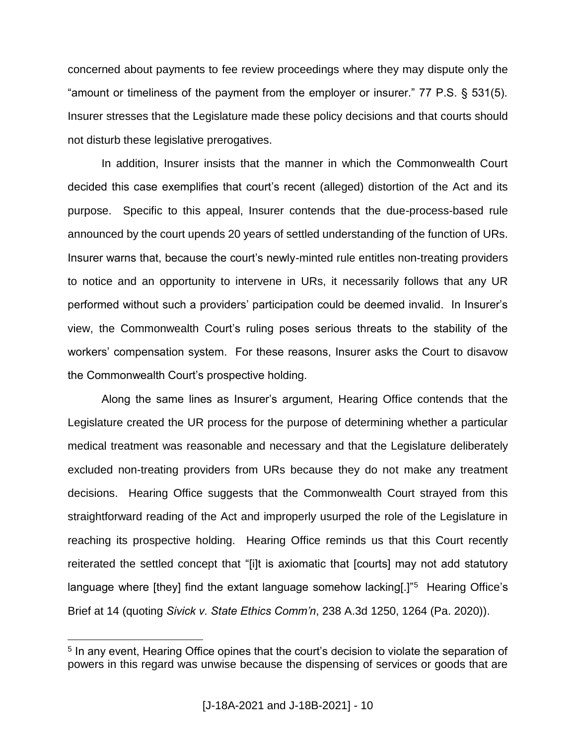concerned about payments to fee review proceedings where they may dispute only the "amount or timeliness of the payment from the employer or insurer." 77 P.S. § 531(5). Insurer stresses that the Legislature made these policy decisions and that courts should not disturb these legislative prerogatives.

In addition, Insurer insists that the manner in which the Commonwealth Court decided this case exemplifies that court's recent (alleged) distortion of the Act and its purpose. Specific to this appeal, Insurer contends that the due-process-based rule announced by the court upends 20 years of settled understanding of the function of URs. Insurer warns that, because the court's newly-minted rule entitles non-treating providers to notice and an opportunity to intervene in URs, it necessarily follows that any UR performed without such a providers' participation could be deemed invalid. In Insurer's view, the Commonwealth Court's ruling poses serious threats to the stability of the workers' compensation system. For these reasons, Insurer asks the Court to disavow the Commonwealth Court's prospective holding.

Along the same lines as Insurer's argument, Hearing Office contends that the Legislature created the UR process for the purpose of determining whether a particular medical treatment was reasonable and necessary and that the Legislature deliberately excluded non-treating providers from URs because they do not make any treatment decisions. Hearing Office suggests that the Commonwealth Court strayed from this straightforward reading of the Act and improperly usurped the role of the Legislature in reaching its prospective holding. Hearing Office reminds us that this Court recently reiterated the settled concept that "[i]t is axiomatic that [courts] may not add statutory language where [they] find the extant language somehow lacking[.]"[5] Hearing Office's Brief at 14 (quoting *Sivick v. State Ethics Comm'n*, 238 A.3d 1250, 1264 (Pa. 2020)).

---

[5] In any event, Hearing Office opines that the court's decision to violate the separation of powers in this regard was unwise because the dispensing of services or goods that are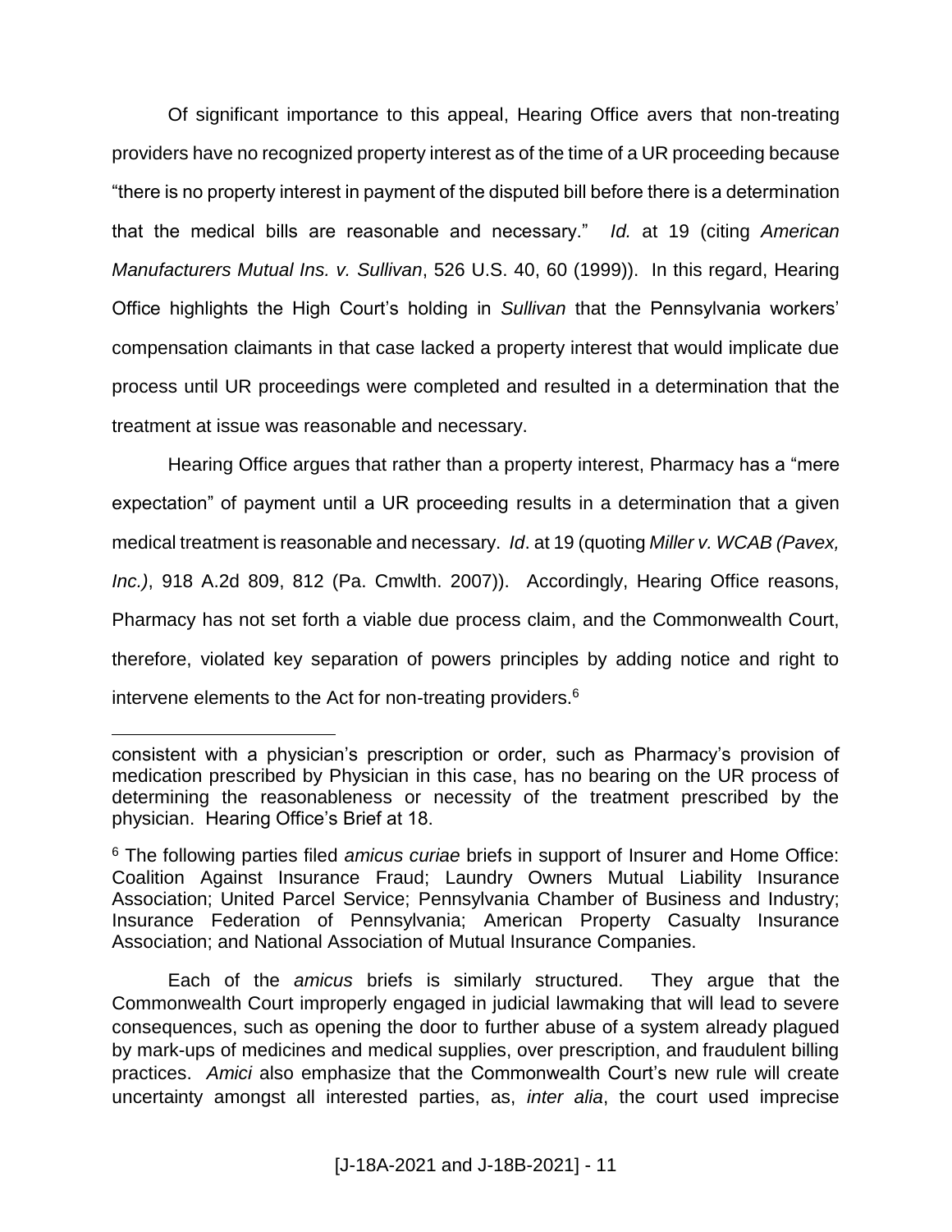Of significant importance to this appeal, Hearing Office avers that non-treating providers have no recognized property interest as of the time of a UR proceeding because "there is no property interest in payment of the disputed bill before there is a determination that the medical bills are reasonable and necessary." *Id.* at 19 (citing *American Manufacturers Mutual Ins. v. Sullivan*, 526 U.S. 40, 60 (1999)). In this regard, Hearing Office highlights the High Court's holding in *Sullivan* that the Pennsylvania workers' compensation claimants in that case lacked a property interest that would implicate due process until UR proceedings were completed and resulted in a determination that the treatment at issue was reasonable and necessary.

Hearing Office argues that rather than a property interest, Pharmacy has a "mere expectation" of payment until a UR proceeding results in a determination that a given medical treatment is reasonable and necessary. *Id*. at 19 (quoting *Miller v. WCAB (Pavex, Inc.)*, 918 A.2d 809, 812 (Pa. Cmwlth. 2007)). Accordingly, Hearing Office reasons, Pharmacy has not set forth a viable due process claim, and the Commonwealth Court, therefore, violated key separation of powers principles by adding notice and right to intervene elements to the Act for non-treating providers.[6]

---

consistent with a physician's prescription or order, such as Pharmacy's provision of medication prescribed by Physician in this case, has no bearing on the UR process of determining the reasonableness or necessity of the treatment prescribed by the physician. Hearing Office's Brief at 18.

[6] The following parties filed *amicus curiae* briefs in support of Insurer and Home Office: Coalition Against Insurance Fraud; Laundry Owners Mutual Liability Insurance Association; United Parcel Service; Pennsylvania Chamber of Business and Industry; Insurance Federation of Pennsylvania; American Property Casualty Insurance Association; and National Association of Mutual Insurance Companies.

Each of the *amicus* briefs is similarly structured. They argue that the Commonwealth Court improperly engaged in judicial lawmaking that will lead to severe consequences, such as opening the door to further abuse of a system already plagued by mark-ups of medicines and medical supplies, over prescription, and fraudulent billing practices. *Amici* also emphasize that the Commonwealth Court's new rule will create uncertainty amongst all interested parties, as, *inter alia*, the court used imprecise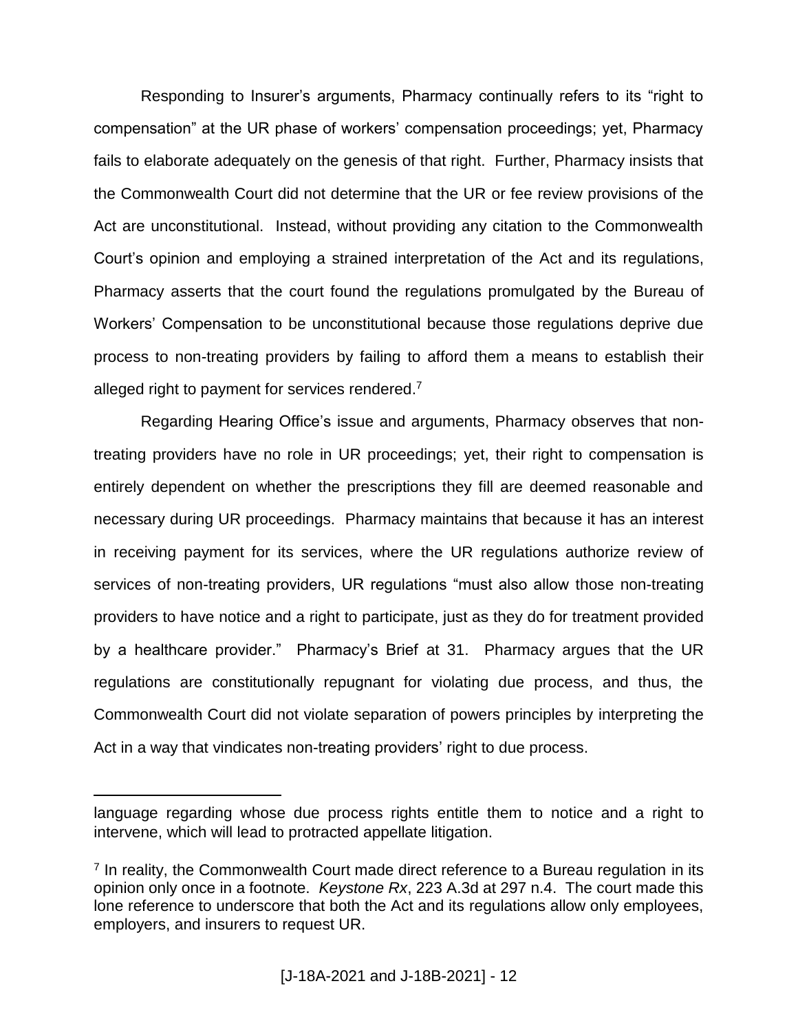Responding to Insurer's arguments, Pharmacy continually refers to its "right to compensation" at the UR phase of workers' compensation proceedings; yet, Pharmacy fails to elaborate adequately on the genesis of that right. Further, Pharmacy insists that the Commonwealth Court did not determine that the UR or fee review provisions of the Act are unconstitutional. Instead, without providing any citation to the Commonwealth Court's opinion and employing a strained interpretation of the Act and its regulations, Pharmacy asserts that the court found the regulations promulgated by the Bureau of Workers' Compensation to be unconstitutional because those regulations deprive due process to non-treating providers by failing to afford them a means to establish their alleged right to payment for services rendered.[7]

Regarding Hearing Office's issue and arguments, Pharmacy observes that non-treating providers have no role in UR proceedings; yet, their right to compensation is entirely dependent on whether the prescriptions they fill are deemed reasonable and necessary during UR proceedings. Pharmacy maintains that because it has an interest in receiving payment for its services, where the UR regulations authorize review of services of non-treating providers, UR regulations "must also allow those non-treating providers to have notice and a right to participate, just as they do for treatment provided by a healthcare provider." Pharmacy's Brief at 31. Pharmacy argues that the UR regulations are constitutionally repugnant for violating due process, and thus, the Commonwealth Court did not violate separation of powers principles by interpreting the Act in a way that vindicates non-treating providers' right to due process.

---

language regarding whose due process rights entitle them to notice and a right to intervene, which will lead to protracted appellate litigation.

[7] In reality, the Commonwealth Court made direct reference to a Bureau regulation in its opinion only once in a footnote. *Keystone Rx*, 223 A.3d at 297 n.4. The court made this lone reference to underscore that both the Act and its regulations allow only employees, employers, and insurers to request UR.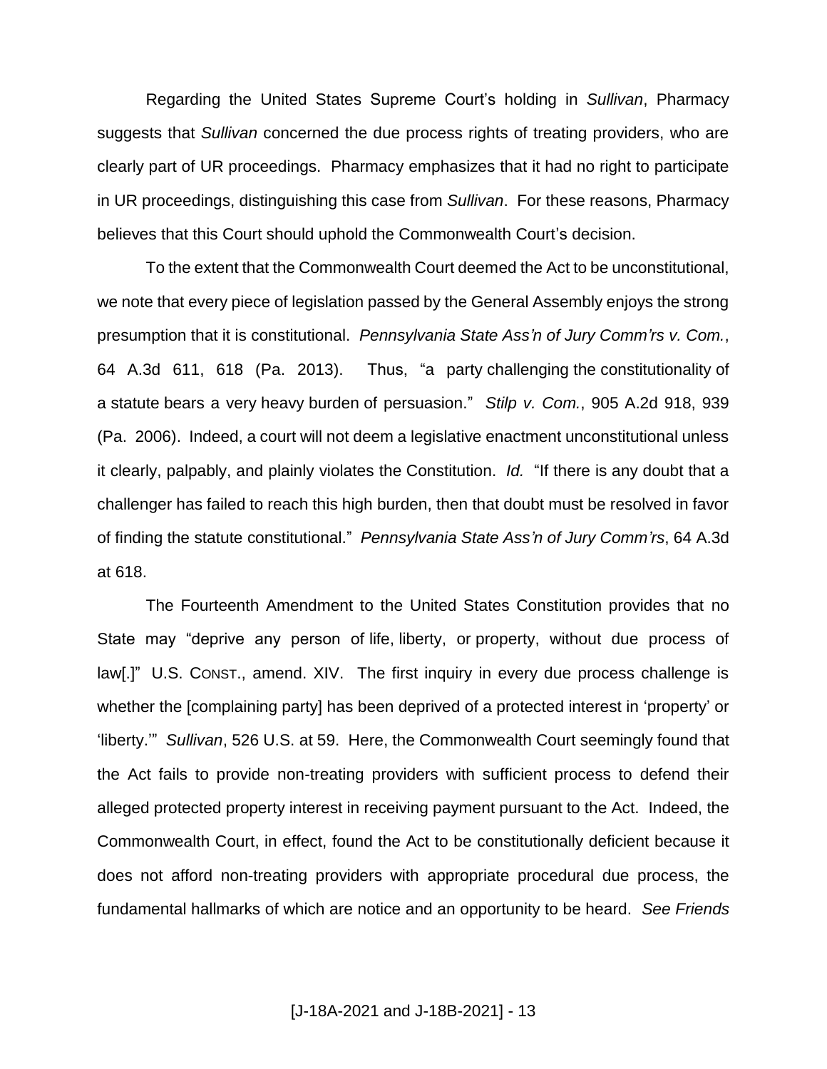Regarding the United States Supreme Court's holding in *Sullivan*, Pharmacy suggests that *Sullivan* concerned the due process rights of treating providers, who are clearly part of UR proceedings. Pharmacy emphasizes that it had no right to participate in UR proceedings, distinguishing this case from *Sullivan*. For these reasons, Pharmacy believes that this Court should uphold the Commonwealth Court's decision.

To the extent that the Commonwealth Court deemed the Act to be unconstitutional, we note that every piece of legislation passed by the General Assembly enjoys the strong presumption that it is constitutional. *Pennsylvania State Ass'n of Jury Comm'rs v. Com.*, 64 A.3d 611, 618 (Pa. 2013). Thus, "a party challenging the constitutionality of a statute bears a very heavy burden of persuasion." *Stilp v. Com.*, 905 A.2d 918, 939 (Pa. 2006). Indeed, a court will not deem a legislative enactment unconstitutional unless it clearly, palpably, and plainly violates the Constitution. *Id.* "If there is any doubt that a challenger has failed to reach this high burden, then that doubt must be resolved in favor of finding the statute constitutional." *Pennsylvania State Ass'n of Jury Comm'rs*, 64 A.3d at 618.

The Fourteenth Amendment to the United States Constitution provides that no State may "deprive any person of life, liberty, or property, without due process of law[.]" U.S. CONST., amend. XIV. The first inquiry in every due process challenge is whether the [complaining party] has been deprived of a protected interest in 'property' or 'liberty.'" *Sullivan*, 526 U.S. at 59. Here, the Commonwealth Court seemingly found that the Act fails to provide non-treating providers with sufficient process to defend their alleged protected property interest in receiving payment pursuant to the Act. Indeed, the Commonwealth Court, in effect, found the Act to be constitutionally deficient because it does not afford non-treating providers with appropriate procedural due process, the fundamental hallmarks of which are notice and an opportunity to be heard. *See Friends*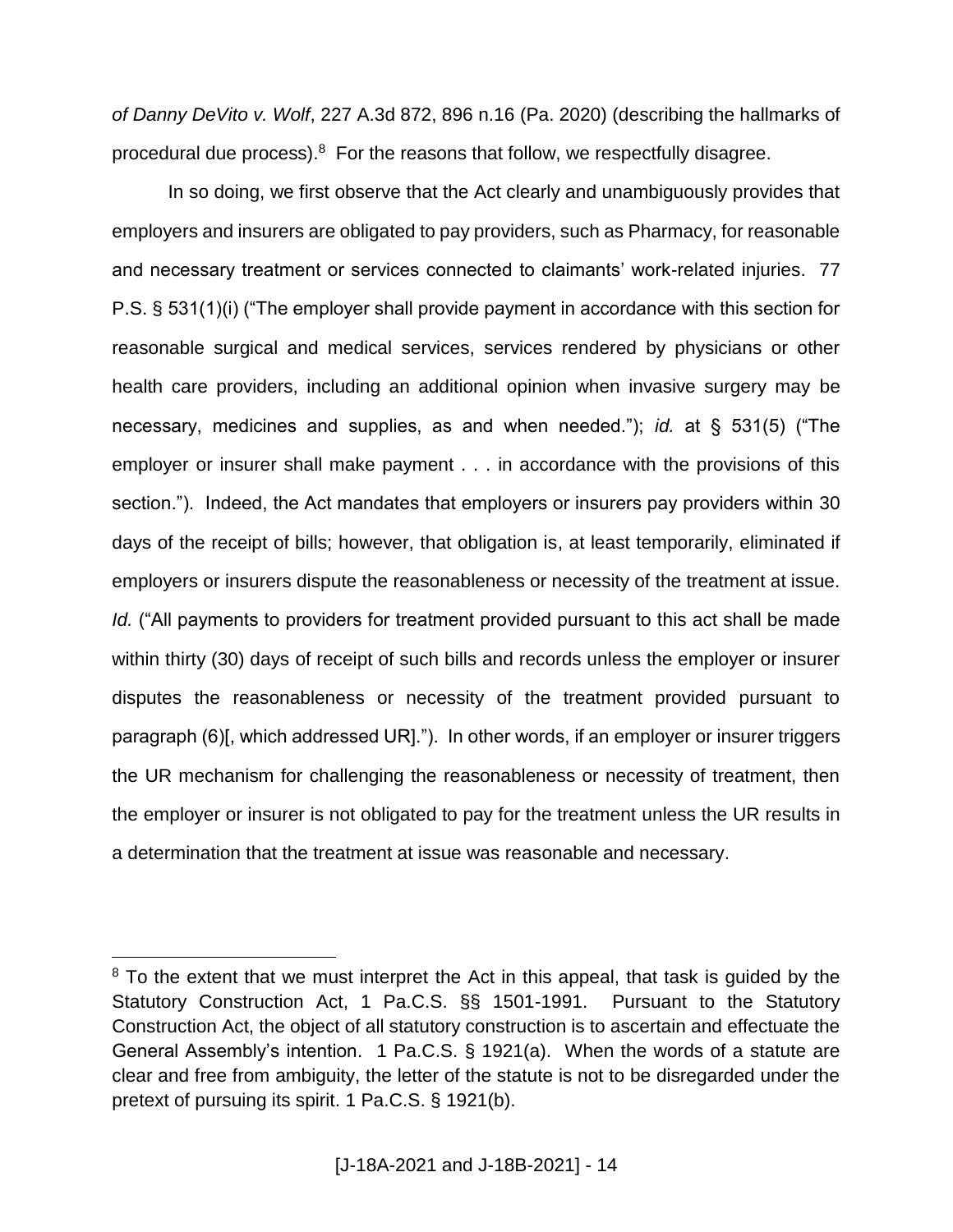*of Danny DeVito v. Wolf*, 227 A.3d 872, 896 n.16 (Pa. 2020) (describing the hallmarks of procedural due process).[8] For the reasons that follow, we respectfully disagree.

In so doing, we first observe that the Act clearly and unambiguously provides that employers and insurers are obligated to pay providers, such as Pharmacy, for reasonable and necessary treatment or services connected to claimants' work-related injuries. 77 P.S. § 531(1)(i) ("The employer shall provide payment in accordance with this section for reasonable surgical and medical services, services rendered by physicians or other health care providers, including an additional opinion when invasive surgery may be necessary, medicines and supplies, as and when needed."); *id.* at § 531(5) ("The employer or insurer shall make payment . . . in accordance with the provisions of this section."). Indeed, the Act mandates that employers or insurers pay providers within 30 days of the receipt of bills; however, that obligation is, at least temporarily, eliminated if employers or insurers dispute the reasonableness or necessity of the treatment at issue. *Id.* ("All payments to providers for treatment provided pursuant to this act shall be made within thirty (30) days of receipt of such bills and records unless the employer or insurer disputes the reasonableness or necessity of the treatment provided pursuant to paragraph (6)[, which addressed UR]."). In other words, if an employer or insurer triggers the UR mechanism for challenging the reasonableness or necessity of treatment, then the employer or insurer is not obligated to pay for the treatment unless the UR results in a determination that the treatment at issue was reasonable and necessary.

---

[8] To the extent that we must interpret the Act in this appeal, that task is guided by the Statutory Construction Act, 1 Pa.C.S. §§ 1501-1991. Pursuant to the Statutory Construction Act, the object of all statutory construction is to ascertain and effectuate the General Assembly's intention. 1 Pa.C.S. § 1921(a). When the words of a statute are clear and free from ambiguity, the letter of the statute is not to be disregarded under the pretext of pursuing its spirit. 1 Pa.C.S. § 1921(b).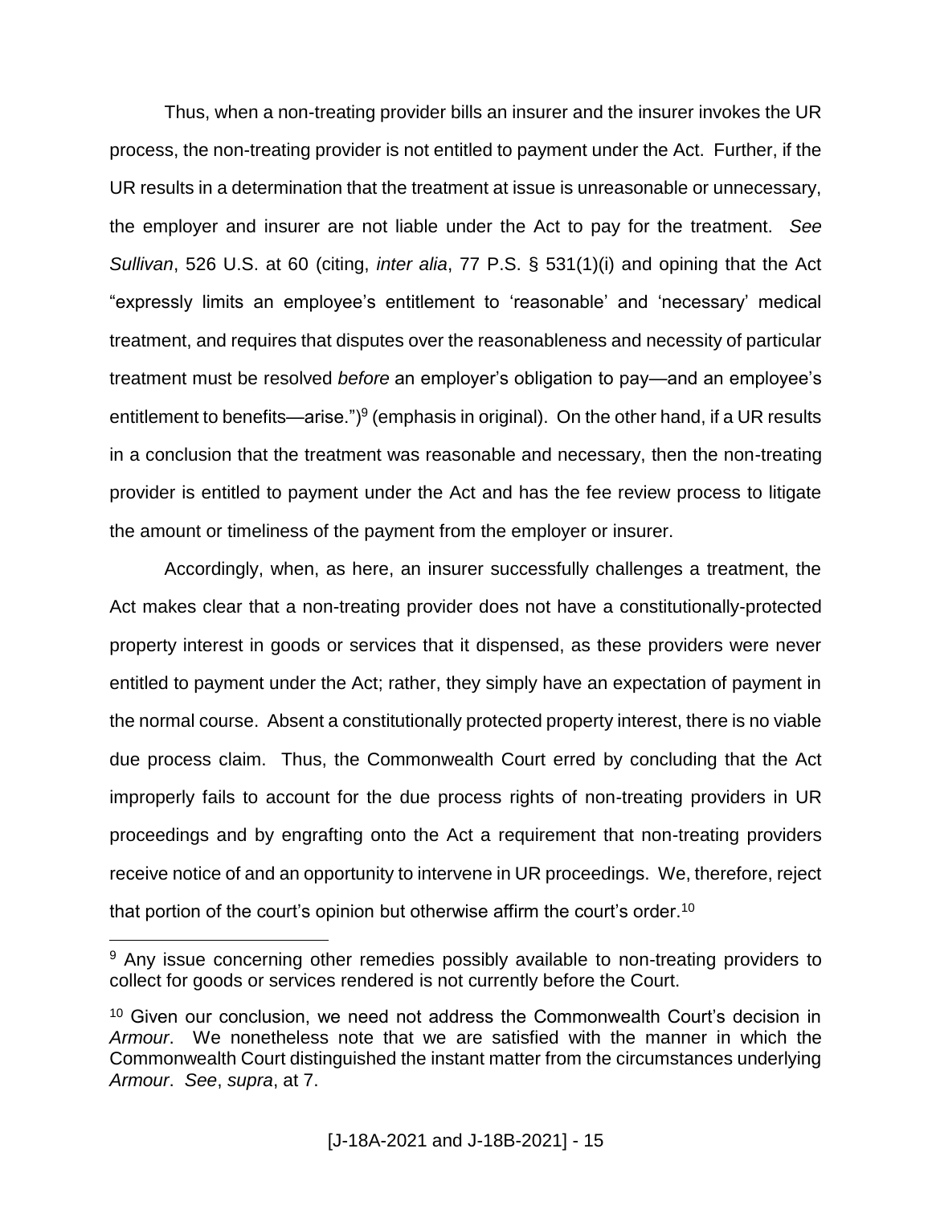Thus, when a non-treating provider bills an insurer and the insurer invokes the UR process, the non-treating provider is not entitled to payment under the Act. Further, if the UR results in a determination that the treatment at issue is unreasonable or unnecessary, the employer and insurer are not liable under the Act to pay for the treatment. *See Sullivan*, 526 U.S. at 60 (citing, *inter alia*, 77 P.S. § 531(1)(i) and opining that the Act "expressly limits an employee's entitlement to 'reasonable' and 'necessary' medical treatment, and requires that disputes over the reasonableness and necessity of particular treatment must be resolved *before* an employer's obligation to pay—and an employee's entitlement to benefits—arise.")[9] (emphasis in original). On the other hand, if a UR results in a conclusion that the treatment was reasonable and necessary, then the non-treating provider is entitled to payment under the Act and has the fee review process to litigate the amount or timeliness of the payment from the employer or insurer.

Accordingly, when, as here, an insurer successfully challenges a treatment, the Act makes clear that a non-treating provider does not have a constitutionally-protected property interest in goods or services that it dispensed, as these providers were never entitled to payment under the Act; rather, they simply have an expectation of payment in the normal course. Absent a constitutionally protected property interest, there is no viable due process claim. Thus, the Commonwealth Court erred by concluding that the Act improperly fails to account for the due process rights of non-treating providers in UR proceedings and by engrafting onto the Act a requirement that non-treating providers receive notice of and an opportunity to intervene in UR proceedings. We, therefore, reject that portion of the court's opinion but otherwise affirm the court's order.[10]

---

[9] Any issue concerning other remedies possibly available to non-treating providers to collect for goods or services rendered is not currently before the Court.

[10] Given our conclusion, we need not address the Commonwealth Court's decision in *Armour*. We nonetheless note that we are satisfied with the manner in which the Commonwealth Court distinguished the instant matter from the circumstances underlying *Armour*. *See*, *supra*, at 7.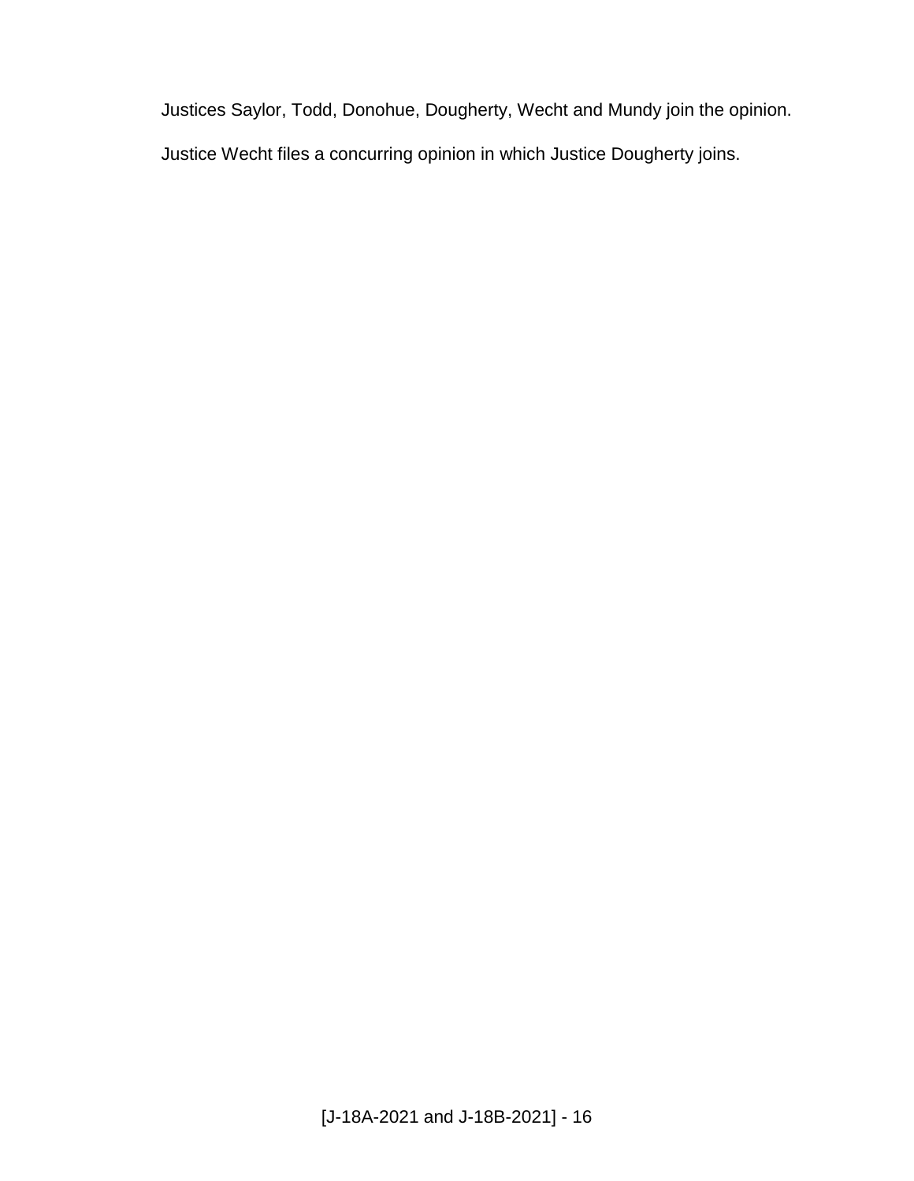Justices Saylor, Todd, Donohue, Dougherty, Wecht and Mundy join the opinion.

Justice Wecht files a concurring opinion in which Justice Dougherty joins.